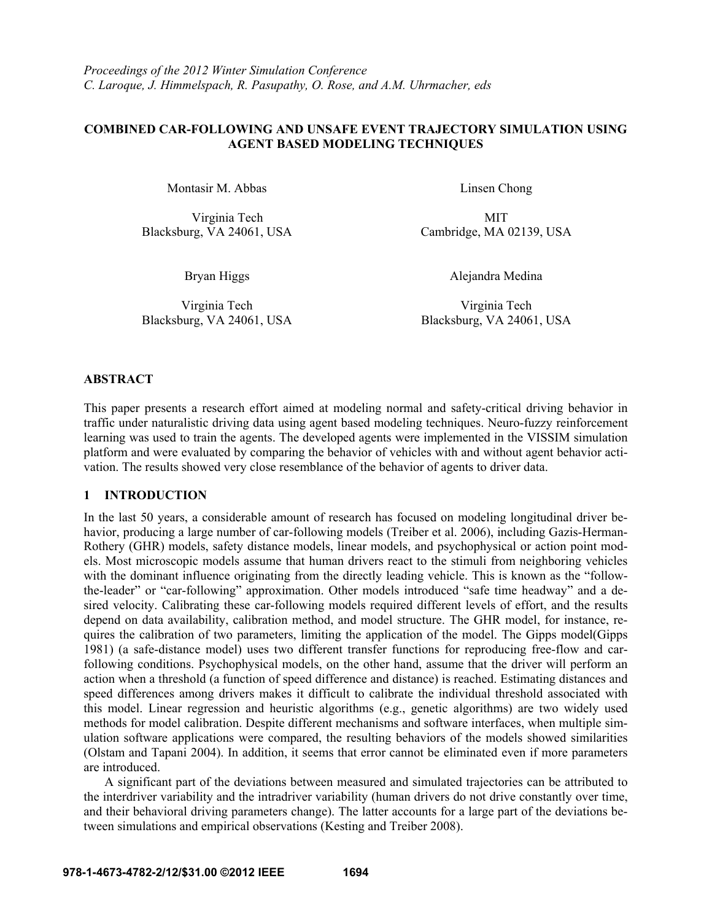*Proceedings of the 2012 Winter Simulation Conference*
*C. Laroque, J. Himmelspach, R. Pasupathy, O. Rose, and A.M. Uhrmacher, eds*

# COMBINED CAR-FOLLOWING AND UNSAFE EVENT TRAJECTORY SIMULATION USING AGENT BASED MODELING TECHNIQUES

Montasir M. Abbas
Virginia Tech
Blacksburg, VA 24061, USA

Linsen Chong
MIT
Cambridge, MA 02139, USA

Bryan Higgs
Virginia Tech
Blacksburg, VA 24061, USA

Alejandra Medina
Virginia Tech
Blacksburg, VA 24061, USA

## ABSTRACT

This paper presents a research effort aimed at modeling normal and safety-critical driving behavior in traffic under naturalistic driving data using agent based modeling techniques. Neuro-fuzzy reinforcement learning was used to train the agents. The developed agents were implemented in the VISSIM simulation platform and were evaluated by comparing the behavior of vehicles with and without agent behavior activation. The results showed very close resemblance of the behavior of agents to driver data.

## 1 INTRODUCTION

In the last 50 years, a considerable amount of research has focused on modeling longitudinal driver behavior, producing a large number of car-following models (Treiber et al. 2006), including Gazis-Herman-Rothery (GHR) models, safety distance models, linear models, and psychophysical or action point models. Most microscopic models assume that human drivers react to the stimuli from neighboring vehicles with the dominant influence originating from the directly leading vehicle. This is known as the "follow-the-leader" or "car-following" approximation. Other models introduced "safe time headway" and a desired velocity. Calibrating these car-following models required different levels of effort, and the results depend on data availability, calibration method, and model structure. The GHR model, for instance, requires the calibration of two parameters, limiting the application of the model. The Gipps model(Gipps 1981) (a safe-distance model) uses two different transfer functions for reproducing free-flow and car-following conditions. Psychophysical models, on the other hand, assume that the driver will perform an action when a threshold (a function of speed difference and distance) is reached. Estimating distances and speed differences among drivers makes it difficult to calibrate the individual threshold associated with this model. Linear regression and heuristic algorithms (e.g., genetic algorithms) are two widely used methods for model calibration. Despite different mechanisms and software interfaces, when multiple simulation software applications were compared, the resulting behaviors of the models showed similarities (Olstam and Tapani 2004). In addition, it seems that error cannot be eliminated even if more parameters are introduced.

A significant part of the deviations between measured and simulated trajectories can be attributed to the interdriver variability and the intradriver variability (human drivers do not drive constantly over time, and their behavioral driving parameters change). The latter accounts for a large part of the deviations between simulations and empirical observations (Kesting and Treiber 2008).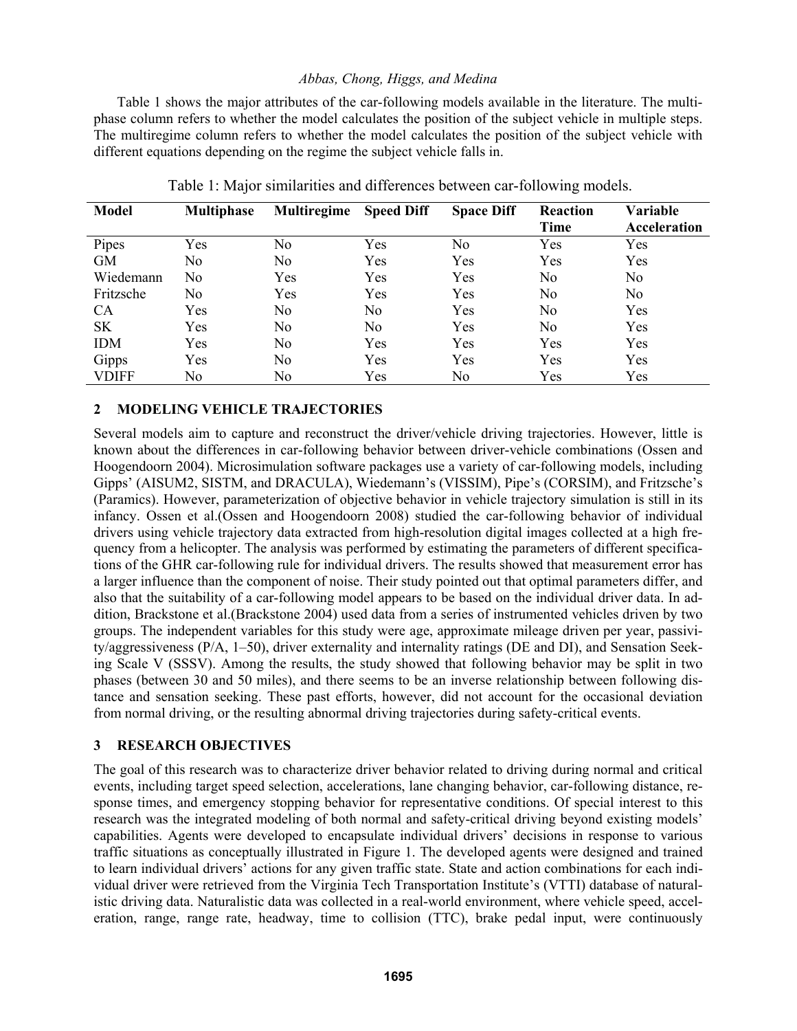Table 1 shows the major attributes of the car-following models available in the literature. The multiphase column refers to whether the model calculates the position of the subject vehicle in multiple steps. The multiregime column refers to whether the model calculates the position of the subject vehicle with different equations depending on the regime the subject vehicle falls in.

Table 1: Major similarities and differences between car-following models.

| Model | Multiphase | Multiregime | Speed Diff | Space Diff | Reaction Time | Variable Acceleration |
|---|---|---|---|---|---|---|
| Pipes | Yes | No | Yes | No | Yes | Yes |
| GM | No | No | Yes | Yes | Yes | Yes |
| Wiedemann | No | Yes | Yes | Yes | No | No |
| Fritzsche | No | Yes | Yes | Yes | No | No |
| CA | Yes | No | No | Yes | No | Yes |
| SK | Yes | No | No | Yes | No | Yes |
| IDM | Yes | No | Yes | Yes | Yes | Yes |
| Gipps | Yes | No | Yes | Yes | Yes | Yes |
| VDIFF | No | No | Yes | No | Yes | Yes |

## 2 MODELING VEHICLE TRAJECTORIES

Several models aim to capture and reconstruct the driver/vehicle driving trajectories. However, little is known about the differences in car-following behavior between driver-vehicle combinations (Ossen and Hoogendoorn 2004). Microsimulation software packages use a variety of car-following models, including Gipps' (AISUM2, SISTM, and DRACULA), Wiedemann's (VISSIM), Pipe's (CORSIM), and Fritzsche's (Paramics). However, parameterization of objective behavior in vehicle trajectory simulation is still in its infancy. Ossen et al.(Ossen and Hoogendoorn 2008) studied the car-following behavior of individual drivers using vehicle trajectory data extracted from high-resolution digital images collected at a high frequency from a helicopter. The analysis was performed by estimating the parameters of different specifications of the GHR car-following rule for individual drivers. The results showed that measurement error has a larger influence than the component of noise. Their study pointed out that optimal parameters differ, and also that the suitability of a car-following model appears to be based on the individual driver data. In addition, Brackstone et al.(Brackstone 2004) used data from a series of instrumented vehicles driven by two groups. The independent variables for this study were age, approximate mileage driven per year, passivity/aggressiveness (P/A, 1–50), driver externality and internality ratings (DE and DI), and Sensation Seeking Scale V (SSSV). Among the results, the study showed that following behavior may be split in two phases (between 30 and 50 miles), and there seems to be an inverse relationship between following distance and sensation seeking. These past efforts, however, did not account for the occasional deviation from normal driving, or the resulting abnormal driving trajectories during safety-critical events.

## 3 RESEARCH OBJECTIVES

The goal of this research was to characterize driver behavior related to driving during normal and critical events, including target speed selection, accelerations, lane changing behavior, car-following distance, response times, and emergency stopping behavior for representative conditions. Of special interest to this research was the integrated modeling of both normal and safety-critical driving beyond existing models' capabilities. Agents were developed to encapsulate individual drivers' decisions in response to various traffic situations as conceptually illustrated in Figure 1. The developed agents were designed and trained to learn individual drivers' actions for any given traffic state. State and action combinations for each individual driver were retrieved from the Virginia Tech Transportation Institute's (VTTI) database of naturalistic driving data. Naturalistic data was collected in a real-world environment, where vehicle speed, acceleration, range, range rate, headway, time to collision (TTC), brake pedal input, were continuously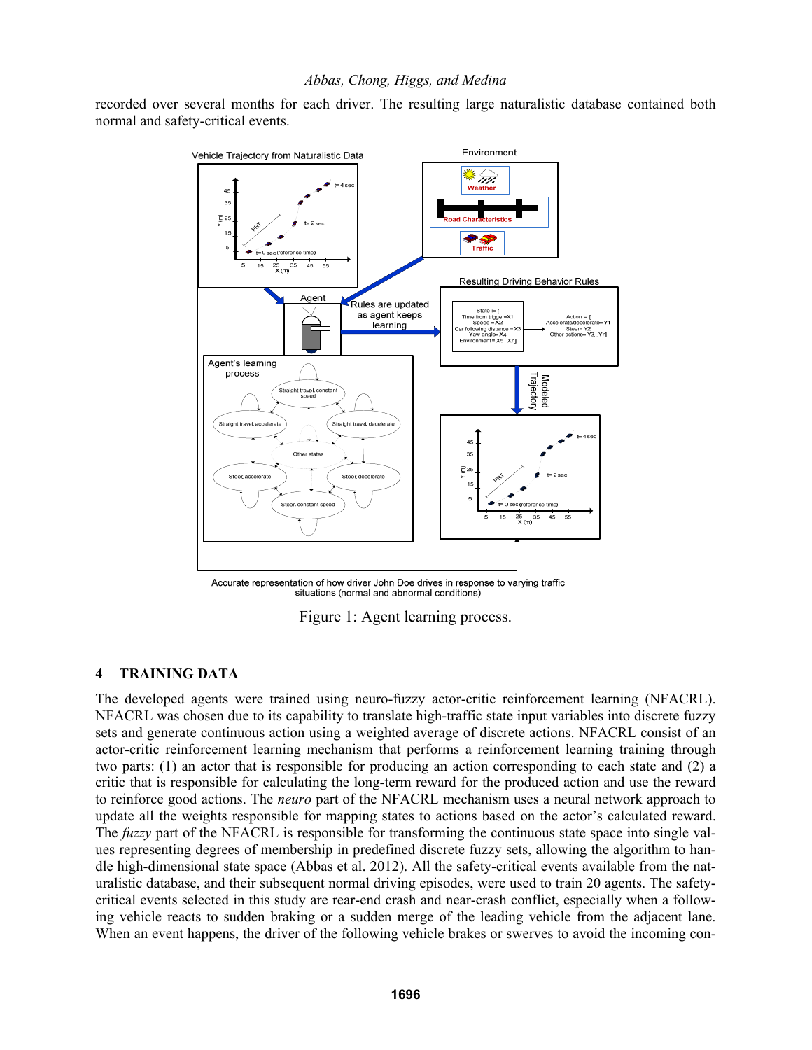recorded over several months for each driver. The resulting large naturalistic database contained both normal and safety-critical events.

Figure 1: Agent learning process.

## 4 TRAINING DATA

The developed agents were trained using neuro-fuzzy actor-critic reinforcement learning (NFACRL). NFACRL was chosen due to its capability to translate high-traffic state input variables into discrete fuzzy sets and generate continuous action using a weighted average of discrete actions. NFACRL consist of an actor-critic reinforcement learning mechanism that performs a reinforcement learning training through two parts: (1) an actor that is responsible for producing an action corresponding to each state and (2) a critic that is responsible for calculating the long-term reward for the produced action and use the reward to reinforce good actions. The *neuro* part of the NFACRL mechanism uses a neural network approach to update all the weights responsible for mapping states to actions based on the actor's calculated reward. The *fuzzy* part of the NFACRL is responsible for transforming the continuous state space into single values representing degrees of membership in predefined discrete fuzzy sets, allowing the algorithm to handle high-dimensional state space (Abbas et al. 2012). All the safety-critical events available from the naturalistic database, and their subsequent normal driving episodes, were used to train 20 agents. The safety-critical events selected in this study are rear-end crash and near-crash conflict, especially when a following vehicle reacts to sudden braking or a sudden merge of the leading vehicle from the adjacent lane. When an event happens, the driver of the following vehicle brakes or swerves to avoid the incoming con-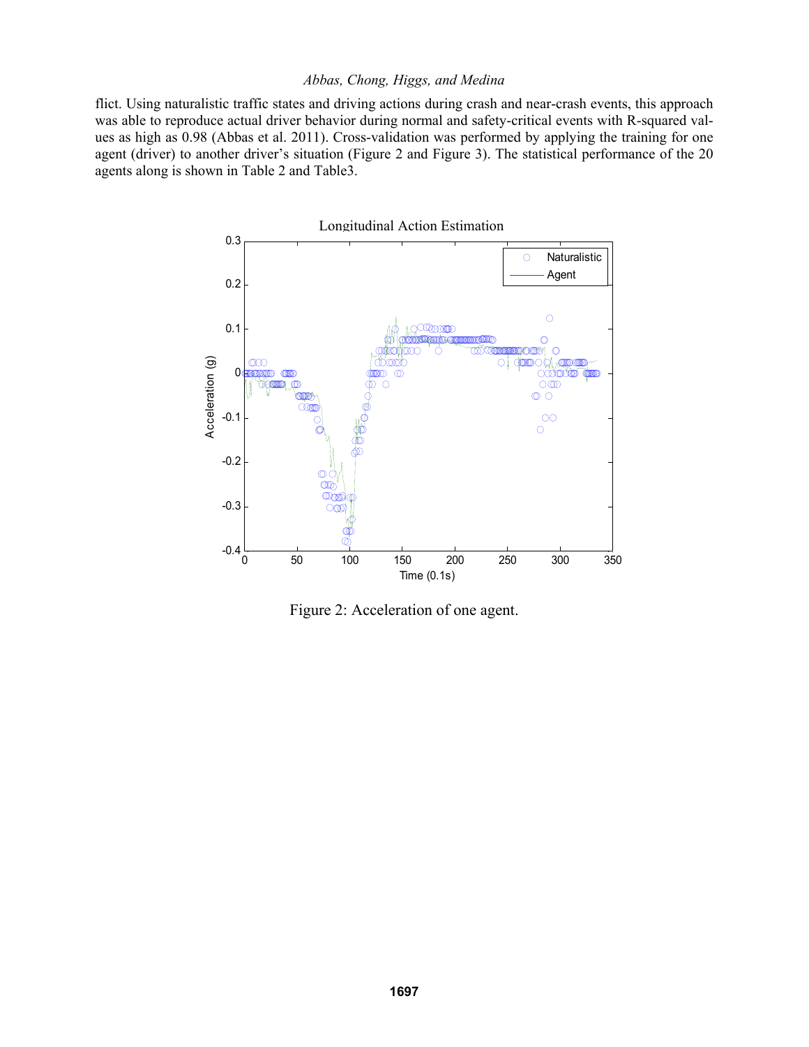flict. Using naturalistic traffic states and driving actions during crash and near-crash events, this approach was able to reproduce actual driver behavior during normal and safety-critical events with R-squared values as high as 0.98 (Abbas et al. 2011). Cross-validation was performed by applying the training for one agent (driver) to another driver's situation (Figure 2 and Figure 3). The statistical performance of the 20 agents along is shown in Table 2 and Table3.

Figure 2: Acceleration of one agent.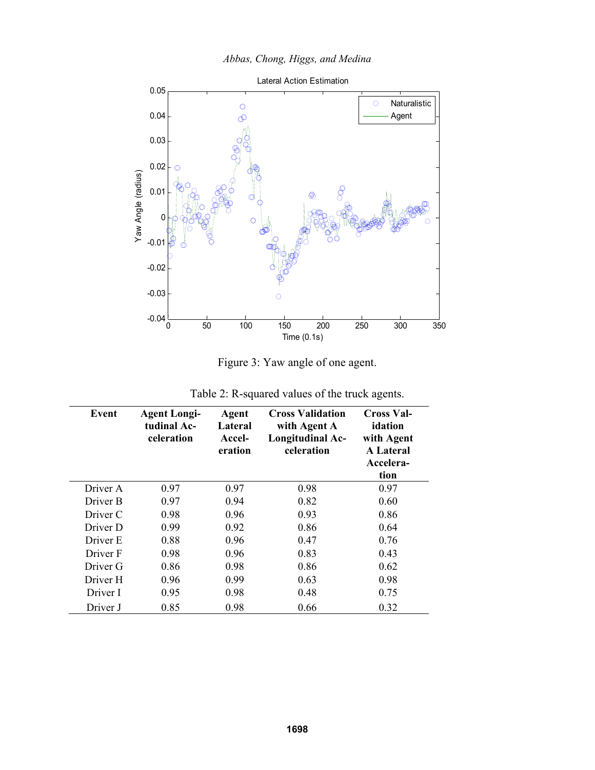Figure 3: Yaw angle of one agent.

Table 2: R-squared values of the truck agents.

| Event | Agent Longitudinal Acceleration | Agent Lateral Acceleration | Cross Validation with Agent A Longitudinal Acceleration | Cross Validation with Agent A Lateral Acceleration |
|---|---|---|---|---|
| Driver A | 0.97 | 0.97 | 0.98 | 0.97 |
| Driver B | 0.97 | 0.94 | 0.82 | 0.60 |
| Driver C | 0.98 | 0.96 | 0.93 | 0.86 |
| Driver D | 0.99 | 0.92 | 0.86 | 0.64 |
| Driver E | 0.88 | 0.96 | 0.47 | 0.76 |
| Driver F | 0.98 | 0.96 | 0.83 | 0.43 |
| Driver G | 0.86 | 0.98 | 0.86 | 0.62 |
| Driver H | 0.96 | 0.99 | 0.63 | 0.98 |
| Driver I | 0.95 | 0.98 | 0.48 | 0.75 |
| Driver J | 0.85 | 0.98 | 0.66 | 0.32 |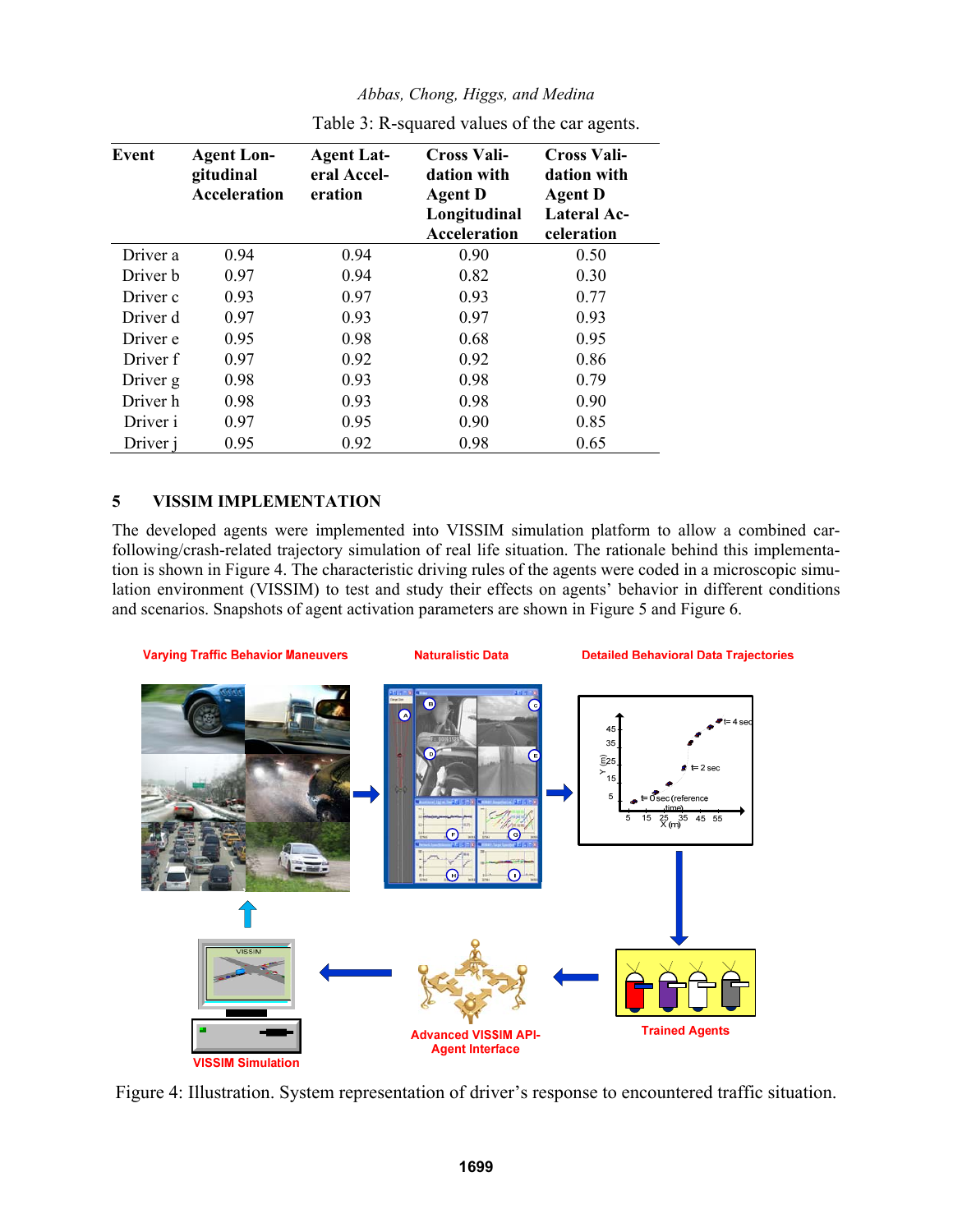Table 3: R-squared values of the car agents.

| Event | Agent Longitudinal Acceleration | Agent Lateral Acceleration | Cross Validation with Agent D Longitudinal Acceleration | Cross Validation with Agent D Lateral Acceleration |
|---|---|---|---|---|
| Driver a | 0.94 | 0.94 | 0.90 | 0.50 |
| Driver b | 0.97 | 0.94 | 0.82 | 0.30 |
| Driver c | 0.93 | 0.97 | 0.93 | 0.77 |
| Driver d | 0.97 | 0.93 | 0.97 | 0.93 |
| Driver e | 0.95 | 0.98 | 0.68 | 0.95 |
| Driver f | 0.97 | 0.92 | 0.92 | 0.86 |
| Driver g | 0.98 | 0.93 | 0.98 | 0.79 |
| Driver h | 0.98 | 0.93 | 0.98 | 0.90 |
| Driver i | 0.97 | 0.95 | 0.90 | 0.85 |
| Driver j | 0.95 | 0.92 | 0.98 | 0.65 |

## 5 VISSIM IMPLEMENTATION

The developed agents were implemented into VISSIM simulation platform to allow a combined car-following/crash-related trajectory simulation of real life situation. The rationale behind this implementation is shown in Figure 4. The characteristic driving rules of the agents were coded in a microscopic simulation environment (VISSIM) to test and study their effects on agents' behavior in different conditions and scenarios. Snapshots of agent activation parameters are shown in Figure 5 and Figure 6.

Figure 4: Illustration. System representation of driver's response to encountered traffic situation.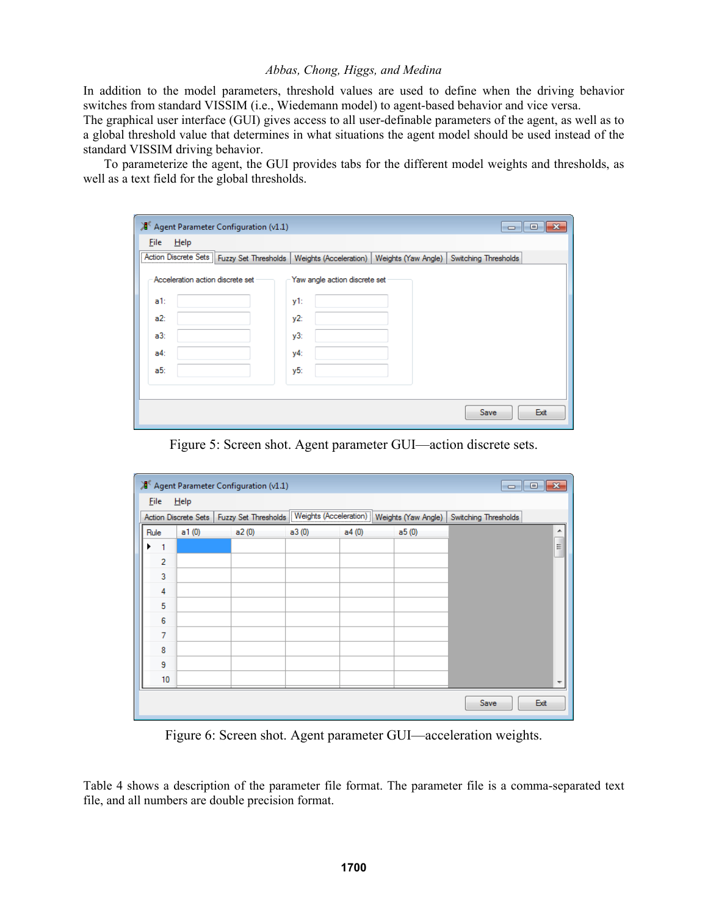In addition to the model parameters, threshold values are used to define when the driving behavior switches from standard VISSIM (i.e., Wiedemann model) to agent-based behavior and vice versa.
The graphical user interface (GUI) gives access to all user-definable parameters of the agent, as well as to a global threshold value that determines in what situations the agent model should be used instead of the standard VISSIM driving behavior.

To parameterize the agent, the GUI provides tabs for the different model weights and thresholds, as well as a text field for the global thresholds.

Figure 5: Screen shot. Agent parameter GUI—action discrete sets.

Figure 6: Screen shot. Agent parameter GUI—acceleration weights.

Table 4 shows a description of the parameter file format. The parameter file is a comma-separated text file, and all numbers are double precision format.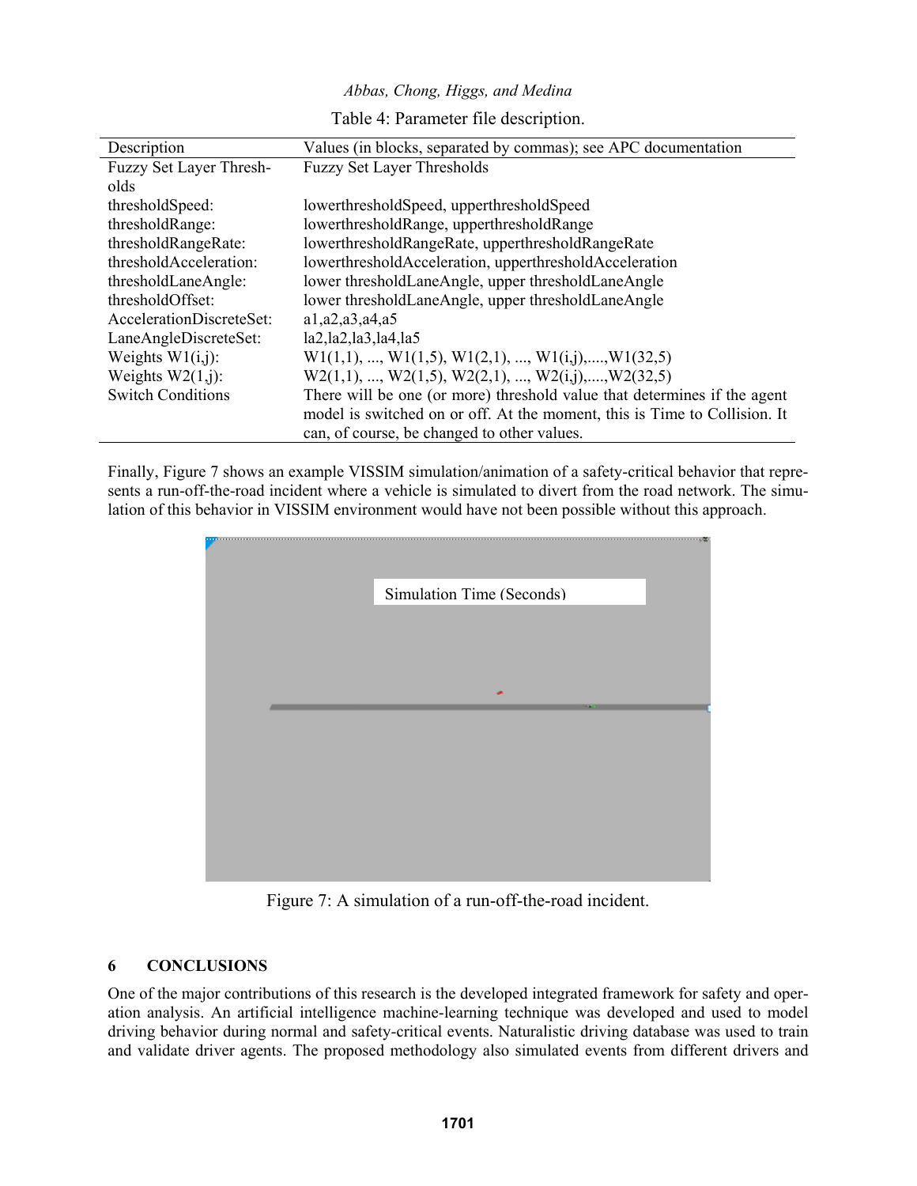Table 4: Parameter file description.

| Description | Values (in blocks, separated by commas); see APC documentation |
|---|---|
| Fuzzy Set Layer Thresholds | Fuzzy Set Layer Thresholds |
| thresholdSpeed: | lowerthresholdSpeed, upperthresholdSpeed |
| thresholdRange: | lowerthresholdRange, upperthresholdRange |
| thresholdRangeRate: | lowerthresholdRangeRate, upperthresholdRangeRate |
| thresholdAcceleration: | lowerthresholdAcceleration, upperthresholdAcceleration |
| thresholdLaneAngle: | lower thresholdLaneAngle, upper thresholdLaneAngle |
| thresholdOffset: | lower thresholdLaneAngle, upper thresholdLaneAngle |
| AccelerationDiscreteSet: | a1,a2,a3,a4,a5 |
| LaneAngleDiscreteSet: | la2,la2,la3,la4,la5 |
| Weights W1(i,j): | W1(1,1), ..., W1(1,5), W1(2,1), ..., W1(i,j),....,W1(32,5) |
| Weights W2(1,j): | W2(1,1), ..., W2(1,5), W2(2,1), ..., W2(i,j),....,W2(32,5) |
| Switch Conditions | There will be one (or more) threshold value that determines if the agent model is switched on or off. At the moment, this is Time to Collision. It can, of course, be changed to other values. |

Finally, Figure 7 shows an example VISSIM simulation/animation of a safety-critical behavior that represents a run-off-the-road incident where a vehicle is simulated to divert from the road network. The simulation of this behavior in VISSIM environment would have not been possible without this approach.

Simulation Time (Seconds)

Figure 7: A simulation of a run-off-the-road incident.

## 6 CONCLUSIONS

One of the major contributions of this research is the developed integrated framework for safety and operation analysis. An artificial intelligence machine-learning technique was developed and used to model driving behavior during normal and safety-critical events. Naturalistic driving database was used to train and validate driver agents. The proposed methodology also simulated events from different drivers and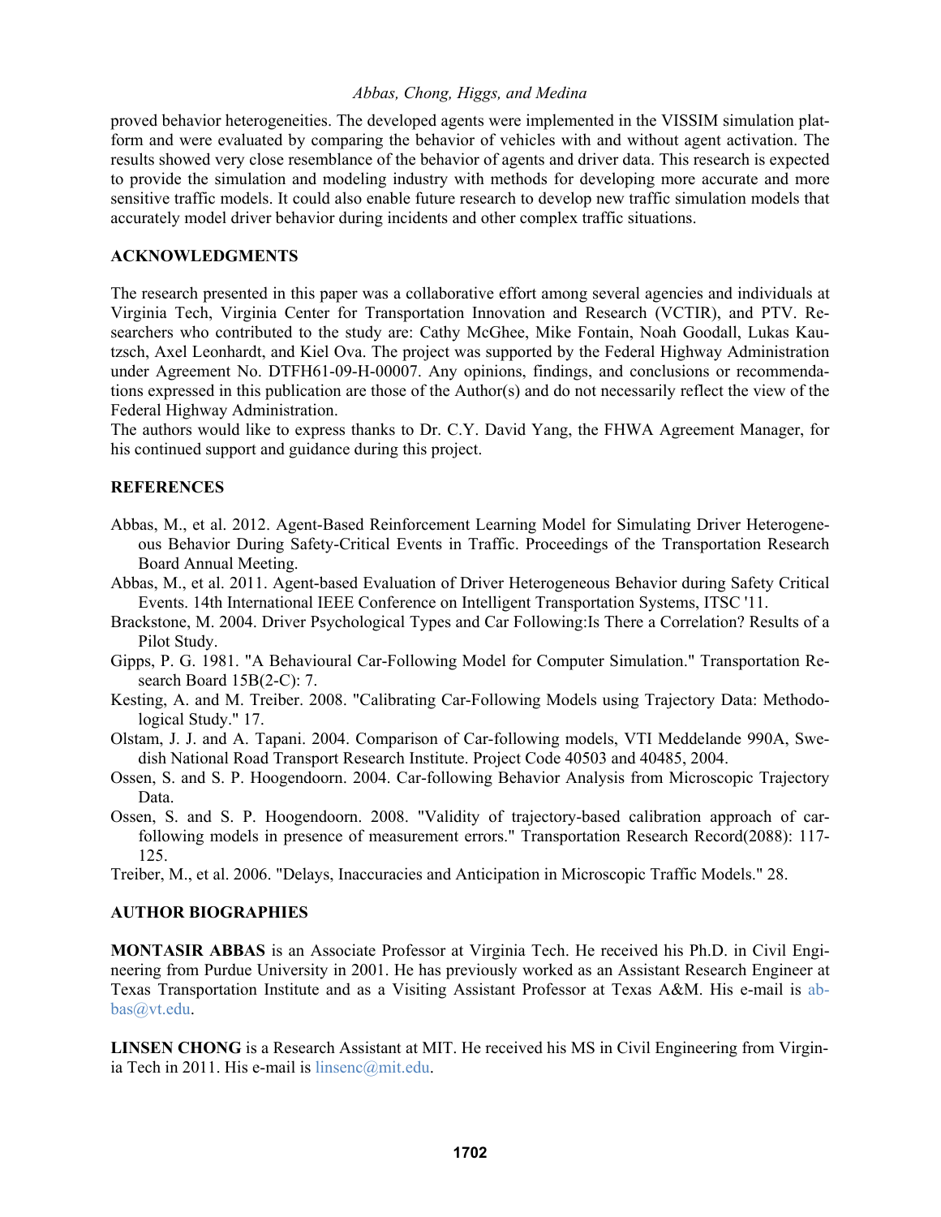proved behavior heterogeneities. The developed agents were implemented in the VISSIM simulation platform and were evaluated by comparing the behavior of vehicles with and without agent activation. The results showed very close resemblance of the behavior of agents and driver data. This research is expected to provide the simulation and modeling industry with methods for developing more accurate and more sensitive traffic models. It could also enable future research to develop new traffic simulation models that accurately model driver behavior during incidents and other complex traffic situations.

## ACKNOWLEDGMENTS

The research presented in this paper was a collaborative effort among several agencies and individuals at Virginia Tech, Virginia Center for Transportation Innovation and Research (VCTIR), and PTV. Researchers who contributed to the study are: Cathy McGhee, Mike Fontain, Noah Goodall, Lukas Kautzsch, Axel Leonhardt, and Kiel Ova. The project was supported by the Federal Highway Administration under Agreement No. DTFH61-09-H-00007. Any opinions, findings, and conclusions or recommendations expressed in this publication are those of the Author(s) and do not necessarily reflect the view of the Federal Highway Administration.
The authors would like to express thanks to Dr. C.Y. David Yang, the FHWA Agreement Manager, for his continued support and guidance during this project.

## REFERENCES

Abbas, M., et al. 2012. Agent-Based Reinforcement Learning Model for Simulating Driver Heterogeneous Behavior During Safety-Critical Events in Traffic. Proceedings of the Transportation Research Board Annual Meeting.

Abbas, M., et al. 2011. Agent-based Evaluation of Driver Heterogeneous Behavior during Safety Critical Events. 14th International IEEE Conference on Intelligent Transportation Systems, ITSC '11.

Brackstone, M. 2004. Driver Psychological Types and Car Following:Is There a Correlation? Results of a Pilot Study.

Gipps, P. G. 1981. "A Behavioural Car-Following Model for Computer Simulation." Transportation Research Board 15B(2-C): 7.

Kesting, A. and M. Treiber. 2008. "Calibrating Car-Following Models using Trajectory Data: Methodological Study." 17.

Olstam, J. J. and A. Tapani. 2004. Comparison of Car-following models, VTI Meddelande 990A, Swedish National Road Transport Research Institute. Project Code 40503 and 40485, 2004.

Ossen, S. and S. P. Hoogendoorn. 2004. Car-following Behavior Analysis from Microscopic Trajectory Data.

Ossen, S. and S. P. Hoogendoorn. 2008. "Validity of trajectory-based calibration approach of car-following models in presence of measurement errors." Transportation Research Record(2088): 117-125.

Treiber, M., et al. 2006. "Delays, Inaccuracies and Anticipation in Microscopic Traffic Models." 28.

## AUTHOR BIOGRAPHIES

**MONTASIR ABBAS** is an Associate Professor at Virginia Tech. He received his Ph.D. in Civil Engineering from Purdue University in 2001. He has previously worked as an Assistant Research Engineer at Texas Transportation Institute and as a Visiting Assistant Professor at Texas A&M. His e-mail is abbas@vt.edu.

**LINSEN CHONG** is a Research Assistant at MIT. He received his MS in Civil Engineering from Virginia Tech in 2011. His e-mail is linsenc@mit.edu.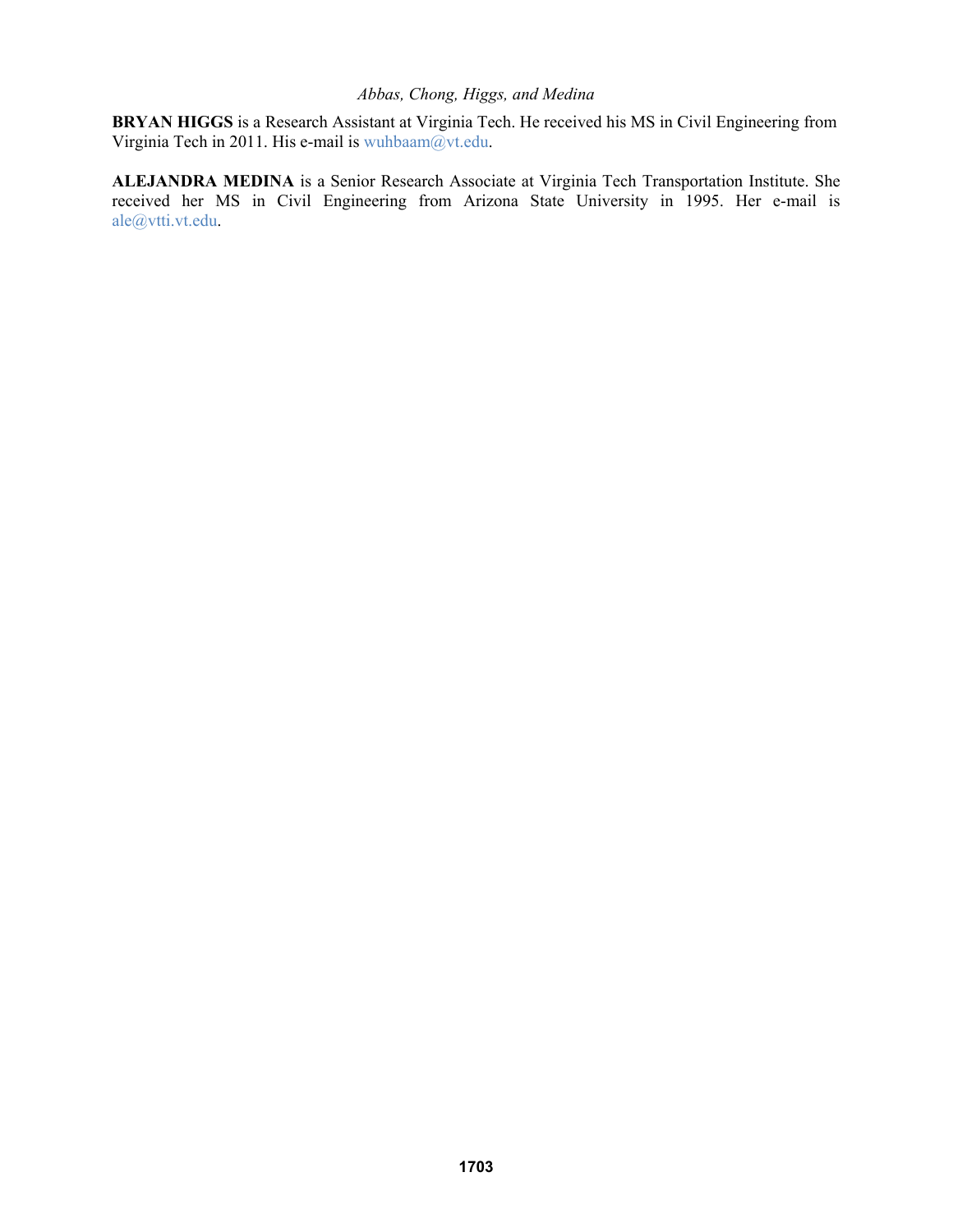**BRYAN HIGGS** is a Research Assistant at Virginia Tech. He received his MS in Civil Engineering from Virginia Tech in 2011. His e-mail is wuhbaam@vt.edu.

**ALEJANDRA MEDINA** is a Senior Research Associate at Virginia Tech Transportation Institute. She received her MS in Civil Engineering from Arizona State University in 1995. Her e-mail is ale@vtti.vt.edu.